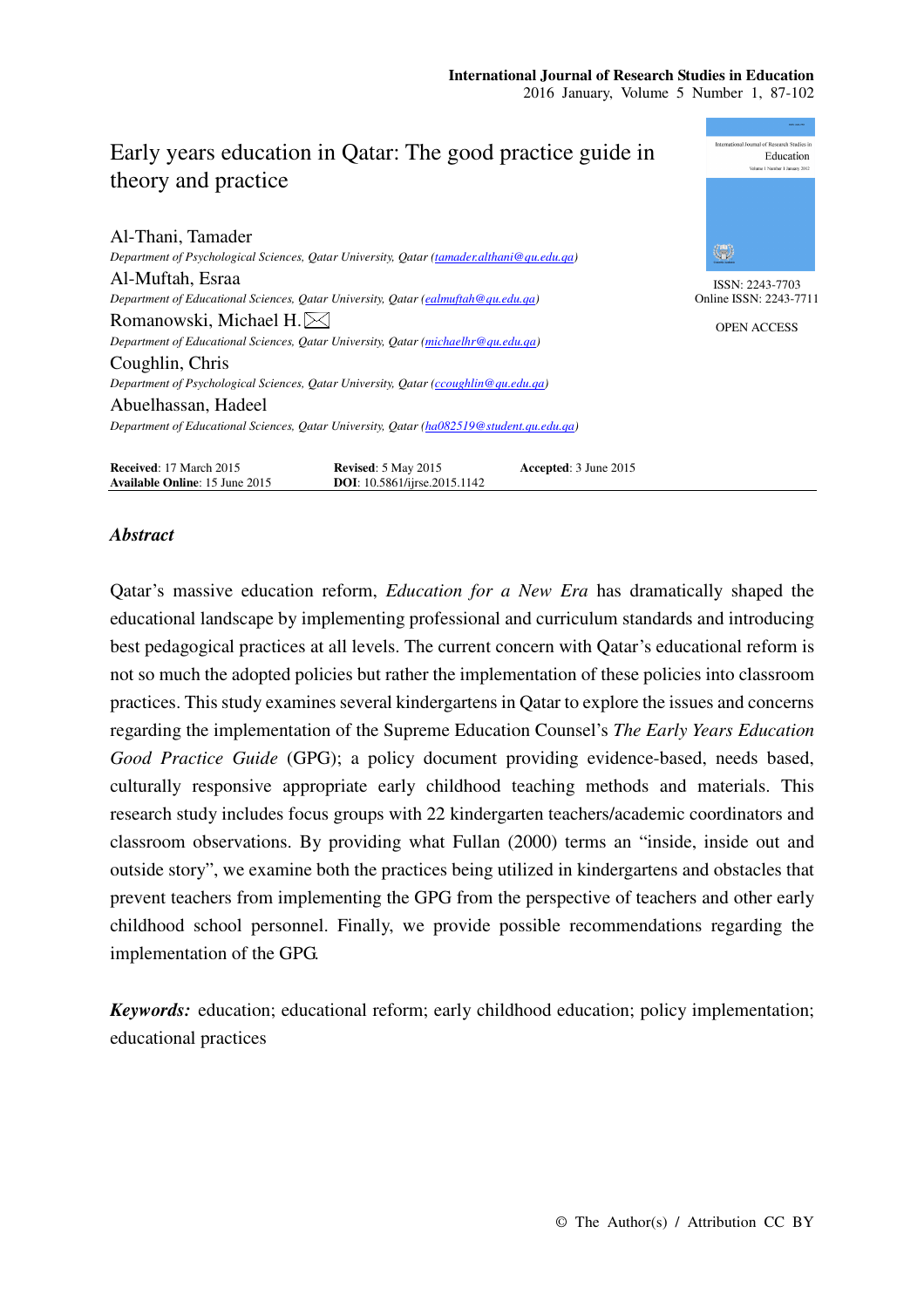# Early years education in Qatar: The good practice guide in theory and practice

Al-Thani, Tamader
*Department of Psychological Sciences, Qatar University, Qatar (tamader.althani@qu.edu.qa)*

Al-Muftah, Esraa
*Department of Educational Sciences, Qatar University, Qatar (ealmuftah@qu.edu.qa)*

Romanowski, Michael H. ✉
*Department of Educational Sciences, Qatar University, Qatar (michaelhr@qu.edu.qa)*

Coughlin, Chris
*Department of Psychological Sciences, Qatar University, Qatar (ccoughlin@qu.edu.qa)*

Abuelhassan, Hadeel
*Department of Educational Sciences, Qatar University, Qatar (ha082519@student.qu.edu.qa)*

ISSN: 2243-7703
Online ISSN: 2243-7711

OPEN ACCESS

**Received**: 17 March 2015 **Revised**: 5 May 2015 **Accepted**: 3 June 2015
**Available Online**: 15 June 2015 **DOI**: 10.5861/ijrse.2015.1142

## *Abstract*

Qatar's massive education reform, *Education for a New Era* has dramatically shaped the educational landscape by implementing professional and curriculum standards and introducing best pedagogical practices at all levels. The current concern with Qatar's educational reform is not so much the adopted policies but rather the implementation of these policies into classroom practices. This study examines several kindergartens in Qatar to explore the issues and concerns regarding the implementation of the Supreme Education Counsel's *The Early Years Education Good Practice Guide* (GPG); a policy document providing evidence-based, needs based, culturally responsive appropriate early childhood teaching methods and materials. This research study includes focus groups with 22 kindergarten teachers/academic coordinators and classroom observations. By providing what Fullan (2000) terms an "inside, inside out and outside story", we examine both the practices being utilized in kindergartens and obstacles that prevent teachers from implementing the GPG from the perspective of teachers and other early childhood school personnel. Finally, we provide possible recommendations regarding the implementation of the GPG.

***Keywords:*** education; educational reform; early childhood education; policy implementation; educational practices

© The Author(s) / Attribution CC BY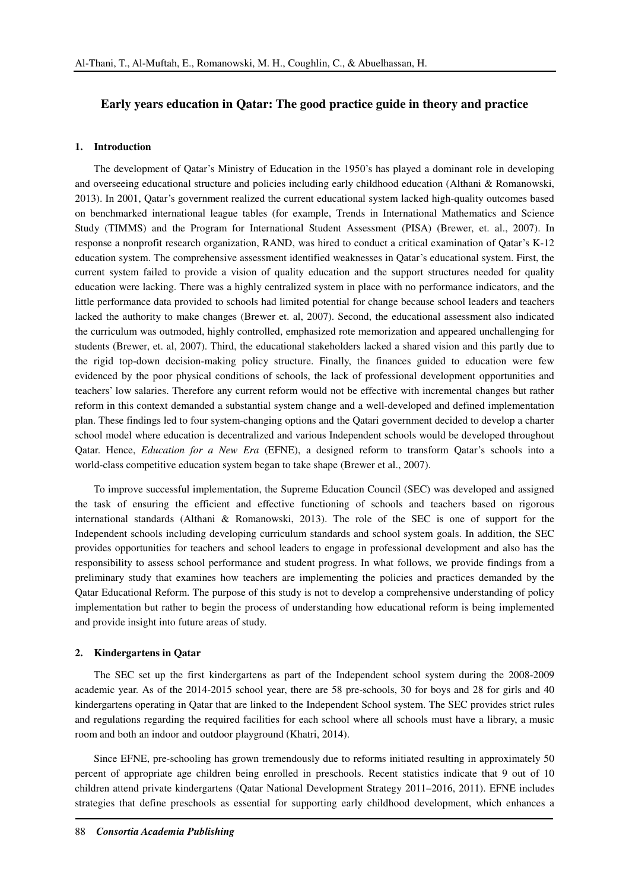## Early years education in Qatar: The good practice guide in theory and practice

### 1. Introduction

The development of Qatar's Ministry of Education in the 1950's has played a dominant role in developing and overseeing educational structure and policies including early childhood education (Althani & Romanowski, 2013). In 2001, Qatar's government realized the current educational system lacked high-quality outcomes based on benchmarked international league tables (for example, Trends in International Mathematics and Science Study (TIMMS) and the Program for International Student Assessment (PISA) (Brewer, et. al., 2007). In response a nonprofit research organization, RAND, was hired to conduct a critical examination of Qatar's K-12 education system. The comprehensive assessment identified weaknesses in Qatar's educational system. First, the current system failed to provide a vision of quality education and the support structures needed for quality education were lacking. There was a highly centralized system in place with no performance indicators, and the little performance data provided to schools had limited potential for change because school leaders and teachers lacked the authority to make changes (Brewer et. al, 2007). Second, the educational assessment also indicated the curriculum was outmoded, highly controlled, emphasized rote memorization and appeared unchallenging for students (Brewer, et. al, 2007). Third, the educational stakeholders lacked a shared vision and this partly due to the rigid top-down decision-making policy structure. Finally, the finances guided to education were few evidenced by the poor physical conditions of schools, the lack of professional development opportunities and teachers' low salaries. Therefore any current reform would not be effective with incremental changes but rather reform in this context demanded a substantial system change and a well-developed and defined implementation plan. These findings led to four system-changing options and the Qatari government decided to develop a charter school model where education is decentralized and various Independent schools would be developed throughout Qatar. Hence, *Education for a New Era* (EFNE), a designed reform to transform Qatar's schools into a world-class competitive education system began to take shape (Brewer et al., 2007).

To improve successful implementation, the Supreme Education Council (SEC) was developed and assigned the task of ensuring the efficient and effective functioning of schools and teachers based on rigorous international standards (Althani & Romanowski, 2013). The role of the SEC is one of support for the Independent schools including developing curriculum standards and school system goals. In addition, the SEC provides opportunities for teachers and school leaders to engage in professional development and also has the responsibility to assess school performance and student progress. In what follows, we provide findings from a preliminary study that examines how teachers are implementing the policies and practices demanded by the Qatar Educational Reform. The purpose of this study is not to develop a comprehensive understanding of policy implementation but rather to begin the process of understanding how educational reform is being implemented and provide insight into future areas of study.

### 2. Kindergartens in Qatar

The SEC set up the first kindergartens as part of the Independent school system during the 2008-2009 academic year. As of the 2014-2015 school year, there are 58 pre-schools, 30 for boys and 28 for girls and 40 kindergartens operating in Qatar that are linked to the Independent School system. The SEC provides strict rules and regulations regarding the required facilities for each school where all schools must have a library, a music room and both an indoor and outdoor playground (Khatri, 2014).

Since EFNE, pre-schooling has grown tremendously due to reforms initiated resulting in approximately 50 percent of appropriate age children being enrolled in preschools. Recent statistics indicate that 9 out of 10 children attend private kindergartens (Qatar National Development Strategy 2011–2016, 2011). EFNE includes strategies that define preschools as essential for supporting early childhood development, which enhances a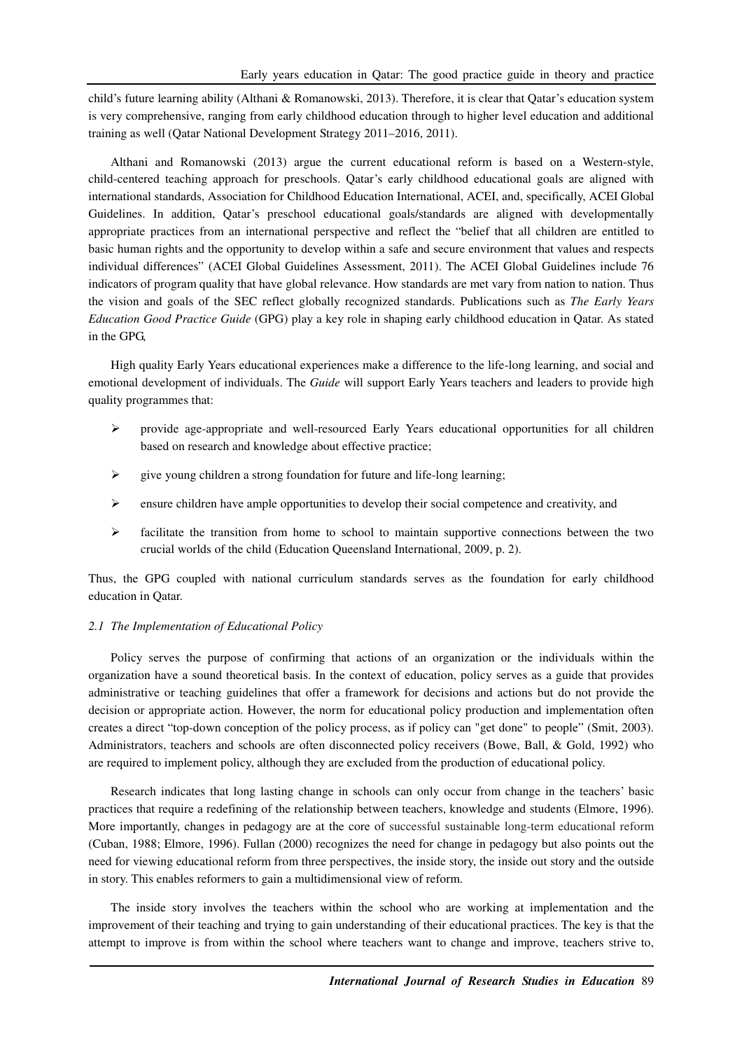child's future learning ability (Althani & Romanowski, 2013). Therefore, it is clear that Qatar's education system is very comprehensive, ranging from early childhood education through to higher level education and additional training as well (Qatar National Development Strategy 2011–2016, 2011).

Althani and Romanowski (2013) argue the current educational reform is based on a Western-style, child-centered teaching approach for preschools. Qatar's early childhood educational goals are aligned with international standards, Association for Childhood Education International, ACEI, and, specifically, ACEI Global Guidelines. In addition, Qatar's preschool educational goals/standards are aligned with developmentally appropriate practices from an international perspective and reflect the "belief that all children are entitled to basic human rights and the opportunity to develop within a safe and secure environment that values and respects individual differences" (ACEI Global Guidelines Assessment, 2011). The ACEI Global Guidelines include 76 indicators of program quality that have global relevance. How standards are met vary from nation to nation. Thus the vision and goals of the SEC reflect globally recognized standards. Publications such as *The Early Years Education Good Practice Guide* (GPG) play a key role in shaping early childhood education in Qatar. As stated in the GPG,

> High quality Early Years educational experiences make a difference to the life-long learning, and social and emotional development of individuals. The *Guide* will support Early Years teachers and leaders to provide high quality programmes that:
>
> - provide age-appropriate and well-resourced Early Years educational opportunities for all children based on research and knowledge about effective practice;
> - give young children a strong foundation for future and life-long learning;
> - ensure children have ample opportunities to develop their social competence and creativity, and
> - facilitate the transition from home to school to maintain supportive connections between the two crucial worlds of the child (Education Queensland International, 2009, p. 2).

Thus, the GPG coupled with national curriculum standards serves as the foundation for early childhood education in Qatar.

### *2.1 The Implementation of Educational Policy*

Policy serves the purpose of confirming that actions of an organization or the individuals within the organization have a sound theoretical basis. In the context of education, policy serves as a guide that provides administrative or teaching guidelines that offer a framework for decisions and actions but do not provide the decision or appropriate action. However, the norm for educational policy production and implementation often creates a direct "top-down conception of the policy process, as if policy can "get done" to people" (Smit, 2003). Administrators, teachers and schools are often disconnected policy receivers (Bowe, Ball, & Gold, 1992) who are required to implement policy, although they are excluded from the production of educational policy.

Research indicates that long lasting change in schools can only occur from change in the teachers' basic practices that require a redefining of the relationship between teachers, knowledge and students (Elmore, 1996). More importantly, changes in pedagogy are at the core of successful sustainable long-term educational reform (Cuban, 1988; Elmore, 1996). Fullan (2000) recognizes the need for change in pedagogy but also points out the need for viewing educational reform from three perspectives, the inside story, the inside out story and the outside in story. This enables reformers to gain a multidimensional view of reform.

The inside story involves the teachers within the school who are working at implementation and the improvement of their teaching and trying to gain understanding of their educational practices. The key is that the attempt to improve is from within the school where teachers want to change and improve, teachers strive to,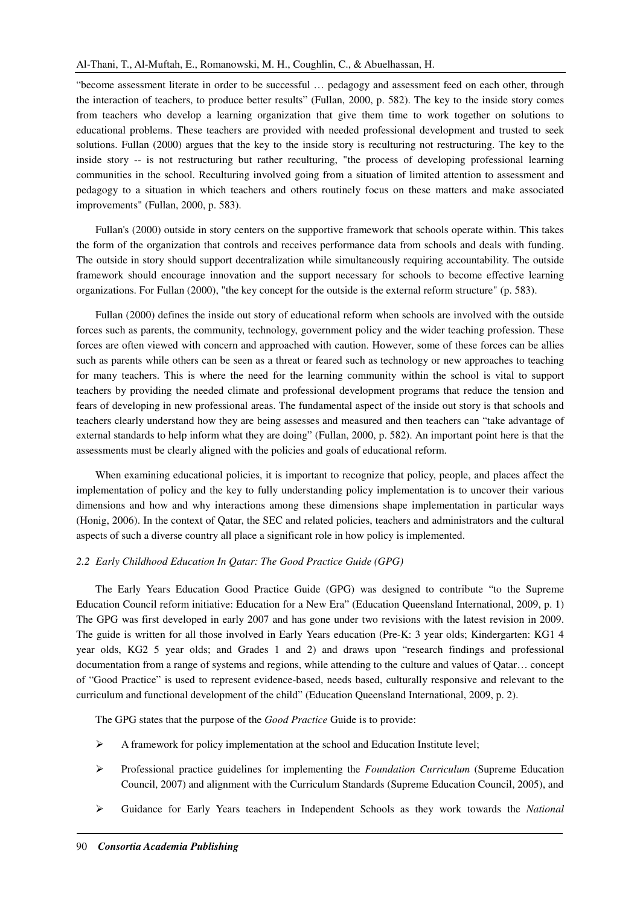"become assessment literate in order to be successful … pedagogy and assessment feed on each other, through the interaction of teachers, to produce better results" (Fullan, 2000, p. 582). The key to the inside story comes from teachers who develop a learning organization that give them time to work together on solutions to educational problems. These teachers are provided with needed professional development and trusted to seek solutions. Fullan (2000) argues that the key to the inside story is reculturing not restructuring. The key to the inside story -- is not restructuring but rather reculturing, "the process of developing professional learning communities in the school. Reculturing involved going from a situation of limited attention to assessment and pedagogy to a situation in which teachers and others routinely focus on these matters and make associated improvements" (Fullan, 2000, p. 583).

Fullan's (2000) outside in story centers on the supportive framework that schools operate within. This takes the form of the organization that controls and receives performance data from schools and deals with funding. The outside in story should support decentralization while simultaneously requiring accountability. The outside framework should encourage innovation and the support necessary for schools to become effective learning organizations. For Fullan (2000), "the key concept for the outside is the external reform structure" (p. 583).

Fullan (2000) defines the inside out story of educational reform when schools are involved with the outside forces such as parents, the community, technology, government policy and the wider teaching profession. These forces are often viewed with concern and approached with caution. However, some of these forces can be allies such as parents while others can be seen as a threat or feared such as technology or new approaches to teaching for many teachers. This is where the need for the learning community within the school is vital to support teachers by providing the needed climate and professional development programs that reduce the tension and fears of developing in new professional areas. The fundamental aspect of the inside out story is that schools and teachers clearly understand how they are being assesses and measured and then teachers can "take advantage of external standards to help inform what they are doing" (Fullan, 2000, p. 582). An important point here is that the assessments must be clearly aligned with the policies and goals of educational reform.

When examining educational policies, it is important to recognize that policy, people, and places affect the implementation of policy and the key to fully understanding policy implementation is to uncover their various dimensions and how and why interactions among these dimensions shape implementation in particular ways (Honig, 2006). In the context of Qatar, the SEC and related policies, teachers and administrators and the cultural aspects of such a diverse country all place a significant role in how policy is implemented.

### *2.2 Early Childhood Education In Qatar: The Good Practice Guide (GPG)*

The Early Years Education Good Practice Guide (GPG) was designed to contribute "to the Supreme Education Council reform initiative: Education for a New Era" (Education Queensland International, 2009, p. 1) The GPG was first developed in early 2007 and has gone under two revisions with the latest revision in 2009. The guide is written for all those involved in Early Years education (Pre-K: 3 year olds; Kindergarten: KG1 4 year olds, KG2 5 year olds; and Grades 1 and 2) and draws upon "research findings and professional documentation from a range of systems and regions, while attending to the culture and values of Qatar… concept of "Good Practice" is used to represent evidence-based, needs based, culturally responsive and relevant to the curriculum and functional development of the child" (Education Queensland International, 2009, p. 2).

The GPG states that the purpose of the *Good Practice* Guide is to provide:

- A framework for policy implementation at the school and Education Institute level;
- Professional practice guidelines for implementing the *Foundation Curriculum* (Supreme Education Council, 2007) and alignment with the Curriculum Standards (Supreme Education Council, 2005), and
- Guidance for Early Years teachers in Independent Schools as they work towards the *National*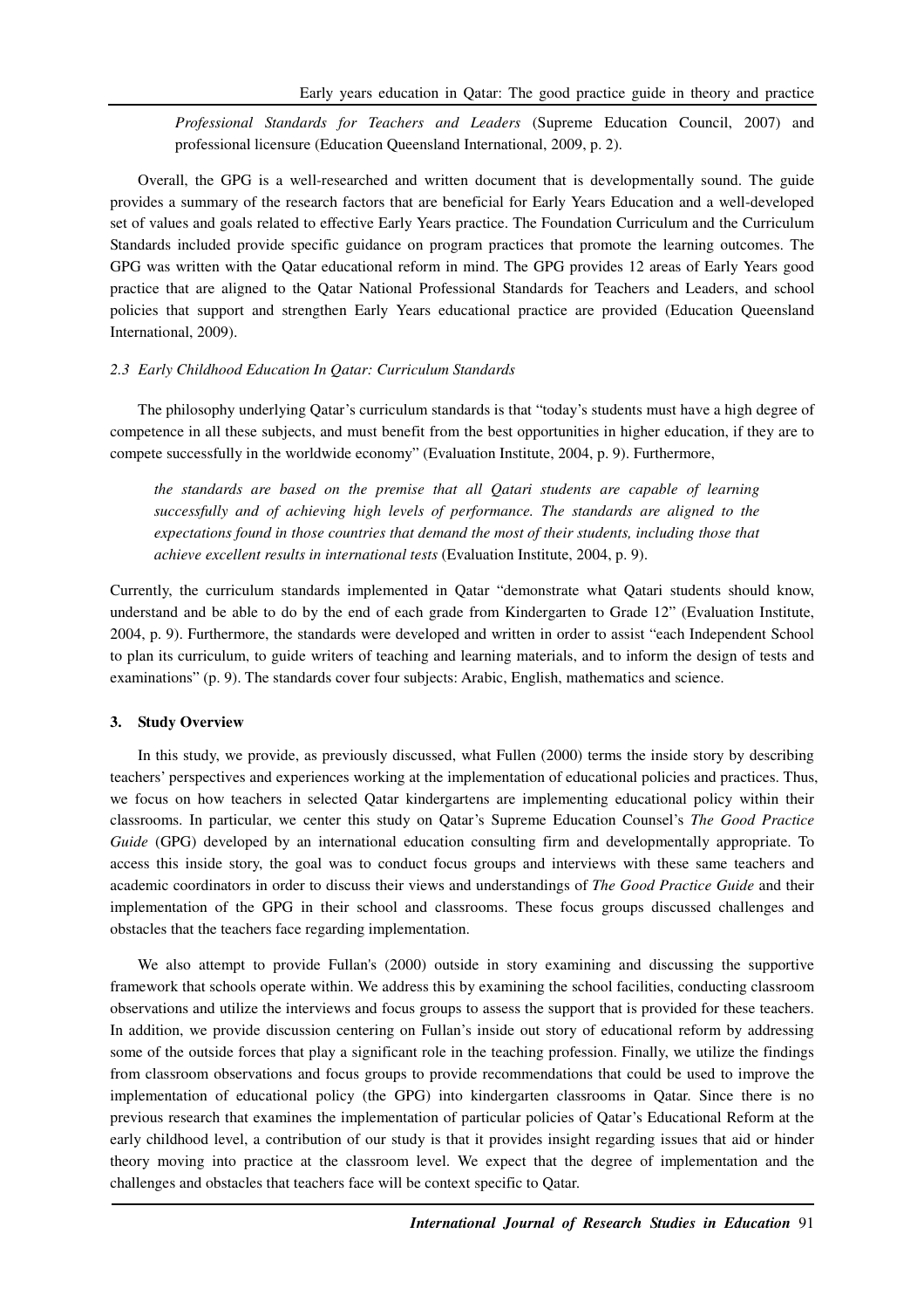> *Professional Standards for Teachers and Leaders* (Supreme Education Council, 2007) and professional licensure (Education Queensland International, 2009, p. 2).

Overall, the GPG is a well-researched and written document that is developmentally sound. The guide provides a summary of the research factors that are beneficial for Early Years Education and a well-developed set of values and goals related to effective Early Years practice. The Foundation Curriculum and the Curriculum Standards included provide specific guidance on program practices that promote the learning outcomes. The GPG was written with the Qatar educational reform in mind. The GPG provides 12 areas of Early Years good practice that are aligned to the Qatar National Professional Standards for Teachers and Leaders, and school policies that support and strengthen Early Years educational practice are provided (Education Queensland International, 2009).

### *2.3 Early Childhood Education In Qatar: Curriculum Standards*

The philosophy underlying Qatar's curriculum standards is that "today's students must have a high degree of competence in all these subjects, and must benefit from the best opportunities in higher education, if they are to compete successfully in the worldwide economy" (Evaluation Institute, 2004, p. 9). Furthermore,

> *the standards are based on the premise that all Qatari students are capable of learning successfully and of achieving high levels of performance. The standards are aligned to the expectations found in those countries that demand the most of their students, including those that achieve excellent results in international tests* (Evaluation Institute, 2004, p. 9).

Currently, the curriculum standards implemented in Qatar "demonstrate what Qatari students should know, understand and be able to do by the end of each grade from Kindergarten to Grade 12" (Evaluation Institute, 2004, p. 9). Furthermore, the standards were developed and written in order to assist "each Independent School to plan its curriculum, to guide writers of teaching and learning materials, and to inform the design of tests and examinations" (p. 9). The standards cover four subjects: Arabic, English, mathematics and science.

## 3. Study Overview

In this study, we provide, as previously discussed, what Fullen (2000) terms the inside story by describing teachers' perspectives and experiences working at the implementation of educational policies and practices. Thus, we focus on how teachers in selected Qatar kindergartens are implementing educational policy within their classrooms. In particular, we center this study on Qatar's Supreme Education Counsel's *The Good Practice Guide* (GPG) developed by an international education consulting firm and developmentally appropriate. To access this inside story, the goal was to conduct focus groups and interviews with these same teachers and academic coordinators in order to discuss their views and understandings of *The Good Practice Guide* and their implementation of the GPG in their school and classrooms. These focus groups discussed challenges and obstacles that the teachers face regarding implementation.

We also attempt to provide Fullan's (2000) outside in story examining and discussing the supportive framework that schools operate within. We address this by examining the school facilities, conducting classroom observations and utilize the interviews and focus groups to assess the support that is provided for these teachers. In addition, we provide discussion centering on Fullan's inside out story of educational reform by addressing some of the outside forces that play a significant role in the teaching profession. Finally, we utilize the findings from classroom observations and focus groups to provide recommendations that could be used to improve the implementation of educational policy (the GPG) into kindergarten classrooms in Qatar. Since there is no previous research that examines the implementation of particular policies of Qatar's Educational Reform at the early childhood level, a contribution of our study is that it provides insight regarding issues that aid or hinder theory moving into practice at the classroom level. We expect that the degree of implementation and the challenges and obstacles that teachers face will be context specific to Qatar.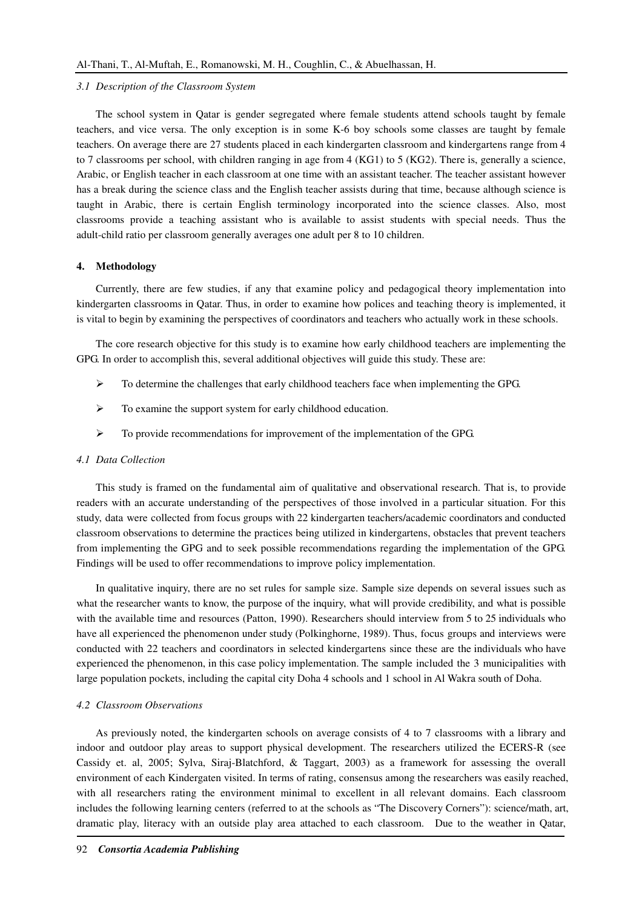### 3.1 Description of the Classroom System

The school system in Qatar is gender segregated where female students attend schools taught by female teachers, and vice versa. The only exception is in some K-6 boy schools some classes are taught by female teachers. On average there are 27 students placed in each kindergarten classroom and kindergartens range from 4 to 7 classrooms per school, with children ranging in age from 4 (KG1) to 5 (KG2). There is, generally a science, Arabic, or English teacher in each classroom at one time with an assistant teacher. The teacher assistant however has a break during the science class and the English teacher assists during that time, because although science is taught in Arabic, there is certain English terminology incorporated into the science classes. Also, most classrooms provide a teaching assistant who is available to assist students with special needs. Thus the adult-child ratio per classroom generally averages one adult per 8 to 10 children.

## 4. Methodology

Currently, there are few studies, if any that examine policy and pedagogical theory implementation into kindergarten classrooms in Qatar. Thus, in order to examine how polices and teaching theory is implemented, it is vital to begin by examining the perspectives of coordinators and teachers who actually work in these schools.

The core research objective for this study is to examine how early childhood teachers are implementing the GPG. In order to accomplish this, several additional objectives will guide this study. These are:

- To determine the challenges that early childhood teachers face when implementing the GPG.
- To examine the support system for early childhood education.
- To provide recommendations for improvement of the implementation of the GPG.

### 4.1 Data Collection

This study is framed on the fundamental aim of qualitative and observational research. That is, to provide readers with an accurate understanding of the perspectives of those involved in a particular situation. For this study, data were collected from focus groups with 22 kindergarten teachers/academic coordinators and conducted classroom observations to determine the practices being utilized in kindergartens, obstacles that prevent teachers from implementing the GPG and to seek possible recommendations regarding the implementation of the GPG. Findings will be used to offer recommendations to improve policy implementation.

In qualitative inquiry, there are no set rules for sample size. Sample size depends on several issues such as what the researcher wants to know, the purpose of the inquiry, what will provide credibility, and what is possible with the available time and resources (Patton, 1990). Researchers should interview from 5 to 25 individuals who have all experienced the phenomenon under study (Polkinghorne, 1989). Thus, focus groups and interviews were conducted with 22 teachers and coordinators in selected kindergartens since these are the individuals who have experienced the phenomenon, in this case policy implementation. The sample included the 3 municipalities with large population pockets, including the capital city Doha 4 schools and 1 school in Al Wakra south of Doha.

### 4.2 Classroom Observations

As previously noted, the kindergarten schools on average consists of 4 to 7 classrooms with a library and indoor and outdoor play areas to support physical development. The researchers utilized the ECERS-R (see Cassidy et. al, 2005; Sylva, Siraj-Blatchford, & Taggart, 2003) as a framework for assessing the overall environment of each Kindergaten visited. In terms of rating, consensus among the researchers was easily reached, with all researchers rating the environment minimal to excellent in all relevant domains. Each classroom includes the following learning centers (referred to at the schools as "The Discovery Corners"): science/math, art, dramatic play, literacy with an outside play area attached to each classroom. Due to the weather in Qatar,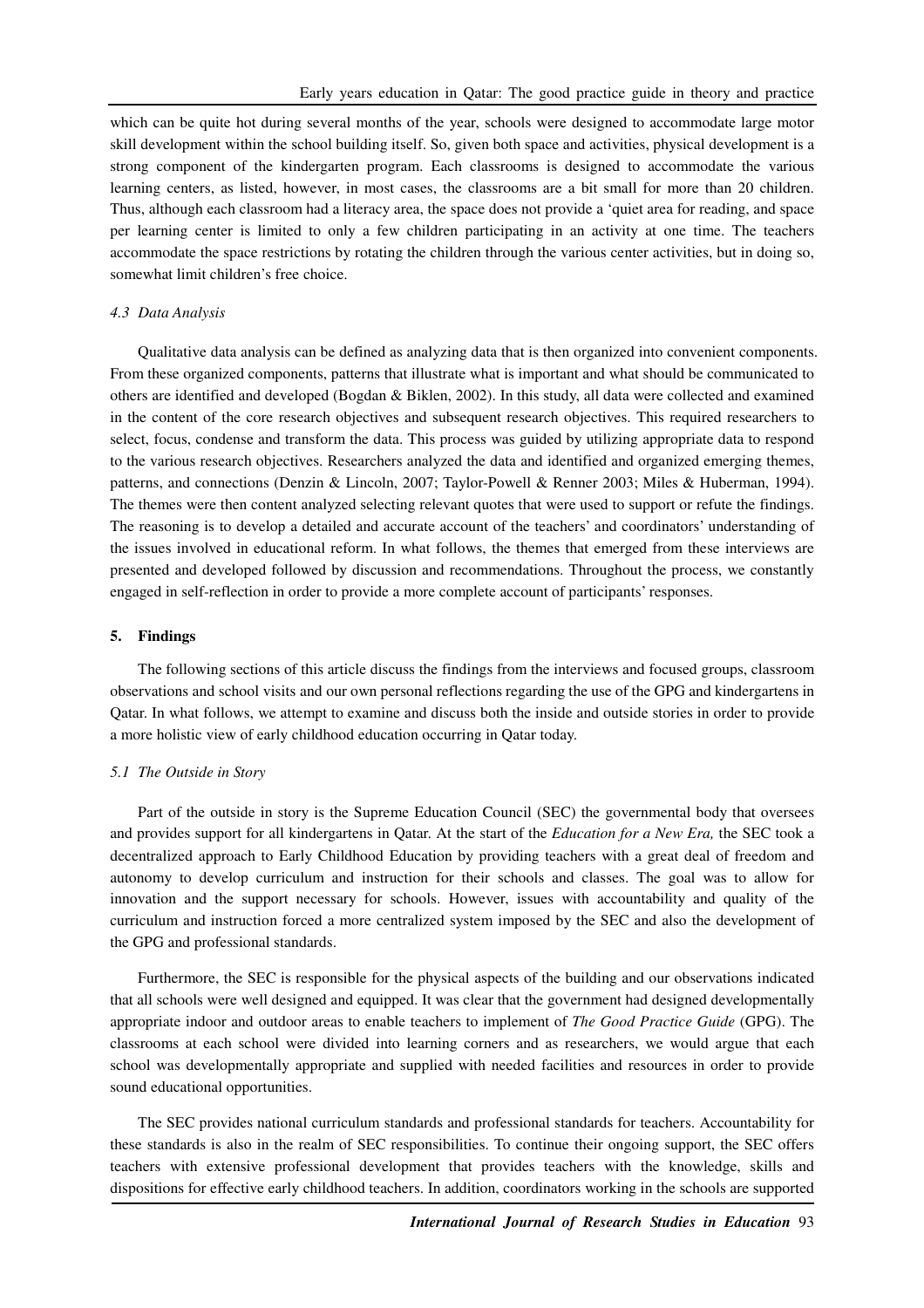which can be quite hot during several months of the year, schools were designed to accommodate large motor skill development within the school building itself. So, given both space and activities, physical development is a strong component of the kindergarten program. Each classrooms is designed to accommodate the various learning centers, as listed, however, in most cases, the classrooms are a bit small for more than 20 children. Thus, although each classroom had a literacy area, the space does not provide a 'quiet area for reading, and space per learning center is limited to only a few children participating in an activity at one time. The teachers accommodate the space restrictions by rotating the children through the various center activities, but in doing so, somewhat limit children's free choice.

### *4.3 Data Analysis*

Qualitative data analysis can be defined as analyzing data that is then organized into convenient components. From these organized components, patterns that illustrate what is important and what should be communicated to others are identified and developed (Bogdan & Biklen, 2002). In this study, all data were collected and examined in the content of the core research objectives and subsequent research objectives. This required researchers to select, focus, condense and transform the data. This process was guided by utilizing appropriate data to respond to the various research objectives. Researchers analyzed the data and identified and organized emerging themes, patterns, and connections (Denzin & Lincoln, 2007; Taylor-Powell & Renner 2003; Miles & Huberman, 1994). The themes were then content analyzed selecting relevant quotes that were used to support or refute the findings. The reasoning is to develop a detailed and accurate account of the teachers' and coordinators' understanding of the issues involved in educational reform. In what follows, the themes that emerged from these interviews are presented and developed followed by discussion and recommendations. Throughout the process, we constantly engaged in self-reflection in order to provide a more complete account of participants' responses.

## 5. Findings

The following sections of this article discuss the findings from the interviews and focused groups, classroom observations and school visits and our own personal reflections regarding the use of the GPG and kindergartens in Qatar. In what follows, we attempt to examine and discuss both the inside and outside stories in order to provide a more holistic view of early childhood education occurring in Qatar today.

### *5.1 The Outside in Story*

Part of the outside in story is the Supreme Education Council (SEC) the governmental body that oversees and provides support for all kindergartens in Qatar. At the start of the *Education for a New Era,* the SEC took a decentralized approach to Early Childhood Education by providing teachers with a great deal of freedom and autonomy to develop curriculum and instruction for their schools and classes. The goal was to allow for innovation and the support necessary for schools. However, issues with accountability and quality of the curriculum and instruction forced a more centralized system imposed by the SEC and also the development of the GPG and professional standards.

Furthermore, the SEC is responsible for the physical aspects of the building and our observations indicated that all schools were well designed and equipped. It was clear that the government had designed developmentally appropriate indoor and outdoor areas to enable teachers to implement of *The Good Practice Guide* (GPG). The classrooms at each school were divided into learning corners and as researchers, we would argue that each school was developmentally appropriate and supplied with needed facilities and resources in order to provide sound educational opportunities.

The SEC provides national curriculum standards and professional standards for teachers. Accountability for these standards is also in the realm of SEC responsibilities. To continue their ongoing support, the SEC offers teachers with extensive professional development that provides teachers with the knowledge, skills and dispositions for effective early childhood teachers. In addition, coordinators working in the schools are supported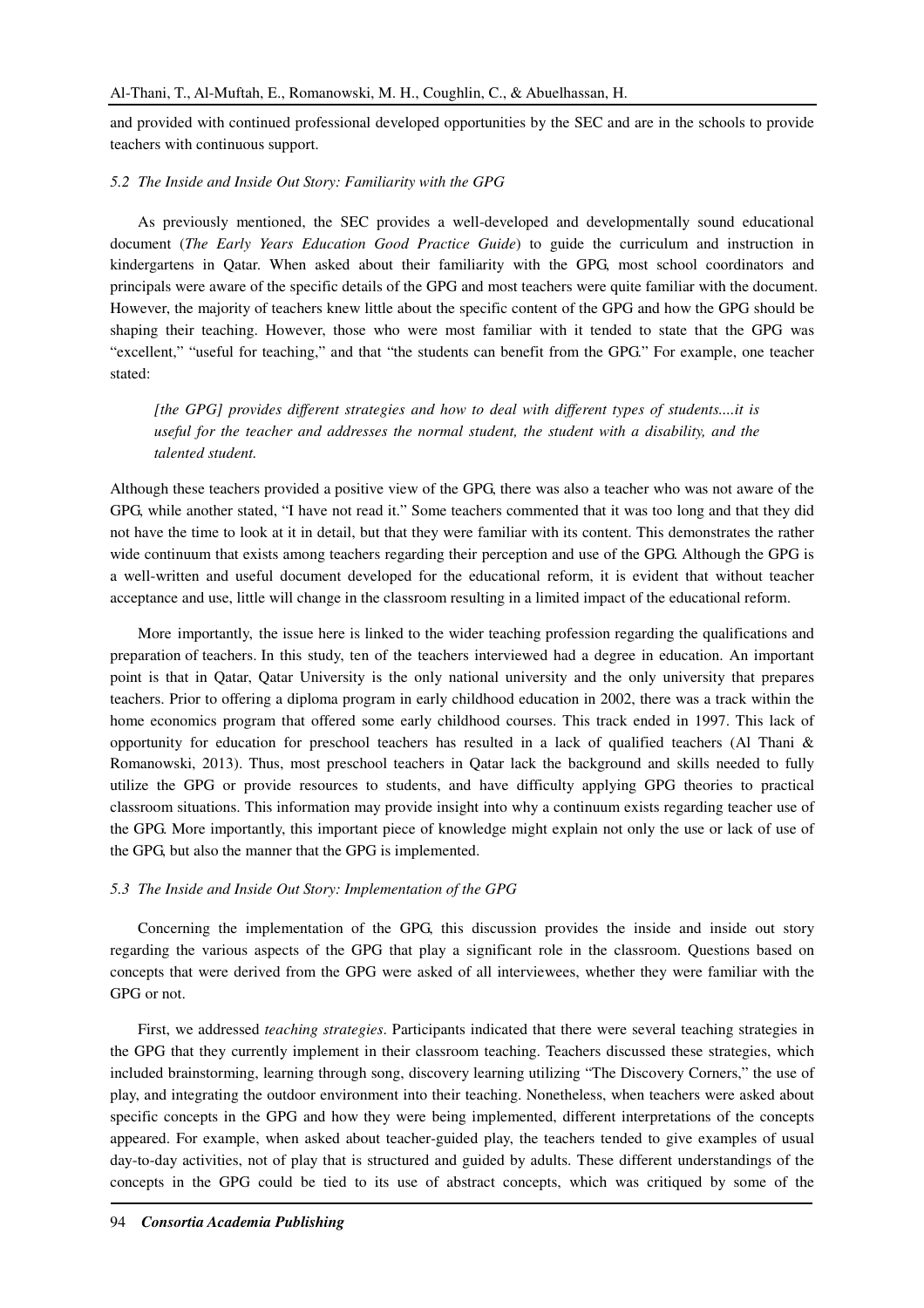and provided with continued professional developed opportunities by the SEC and are in the schools to provide teachers with continuous support.

### *5.2 The Inside and Inside Out Story: Familiarity with the GPG*

As previously mentioned, the SEC provides a well-developed and developmentally sound educational document (*The Early Years Education Good Practice Guide*) to guide the curriculum and instruction in kindergartens in Qatar. When asked about their familiarity with the GPG, most school coordinators and principals were aware of the specific details of the GPG and most teachers were quite familiar with the document. However, the majority of teachers knew little about the specific content of the GPG and how the GPG should be shaping their teaching. However, those who were most familiar with it tended to state that the GPG was "excellent," "useful for teaching," and that "the students can benefit from the GPG." For example, one teacher stated:

> *[the GPG] provides different strategies and how to deal with different types of students....it is useful for the teacher and addresses the normal student, the student with a disability, and the talented student.*

Although these teachers provided a positive view of the GPG, there was also a teacher who was not aware of the GPG, while another stated, "I have not read it." Some teachers commented that it was too long and that they did not have the time to look at it in detail, but that they were familiar with its content. This demonstrates the rather wide continuum that exists among teachers regarding their perception and use of the GPG. Although the GPG is a well-written and useful document developed for the educational reform, it is evident that without teacher acceptance and use, little will change in the classroom resulting in a limited impact of the educational reform.

More importantly, the issue here is linked to the wider teaching profession regarding the qualifications and preparation of teachers. In this study, ten of the teachers interviewed had a degree in education. An important point is that in Qatar, Qatar University is the only national university and the only university that prepares teachers. Prior to offering a diploma program in early childhood education in 2002, there was a track within the home economics program that offered some early childhood courses. This track ended in 1997. This lack of opportunity for education for preschool teachers has resulted in a lack of qualified teachers (Al Thani & Romanowski, 2013). Thus, most preschool teachers in Qatar lack the background and skills needed to fully utilize the GPG or provide resources to students, and have difficulty applying GPG theories to practical classroom situations. This information may provide insight into why a continuum exists regarding teacher use of the GPG. More importantly, this important piece of knowledge might explain not only the use or lack of use of the GPG, but also the manner that the GPG is implemented.

### *5.3 The Inside and Inside Out Story: Implementation of the GPG*

Concerning the implementation of the GPG, this discussion provides the inside and inside out story regarding the various aspects of the GPG that play a significant role in the classroom. Questions based on concepts that were derived from the GPG were asked of all interviewees, whether they were familiar with the GPG or not.

First, we addressed *teaching strategies*. Participants indicated that there were several teaching strategies in the GPG that they currently implement in their classroom teaching. Teachers discussed these strategies, which included brainstorming, learning through song, discovery learning utilizing "The Discovery Corners," the use of play, and integrating the outdoor environment into their teaching. Nonetheless, when teachers were asked about specific concepts in the GPG and how they were being implemented, different interpretations of the concepts appeared. For example, when asked about teacher-guided play, the teachers tended to give examples of usual day-to-day activities, not of play that is structured and guided by adults. These different understandings of the concepts in the GPG could be tied to its use of abstract concepts, which was critiqued by some of the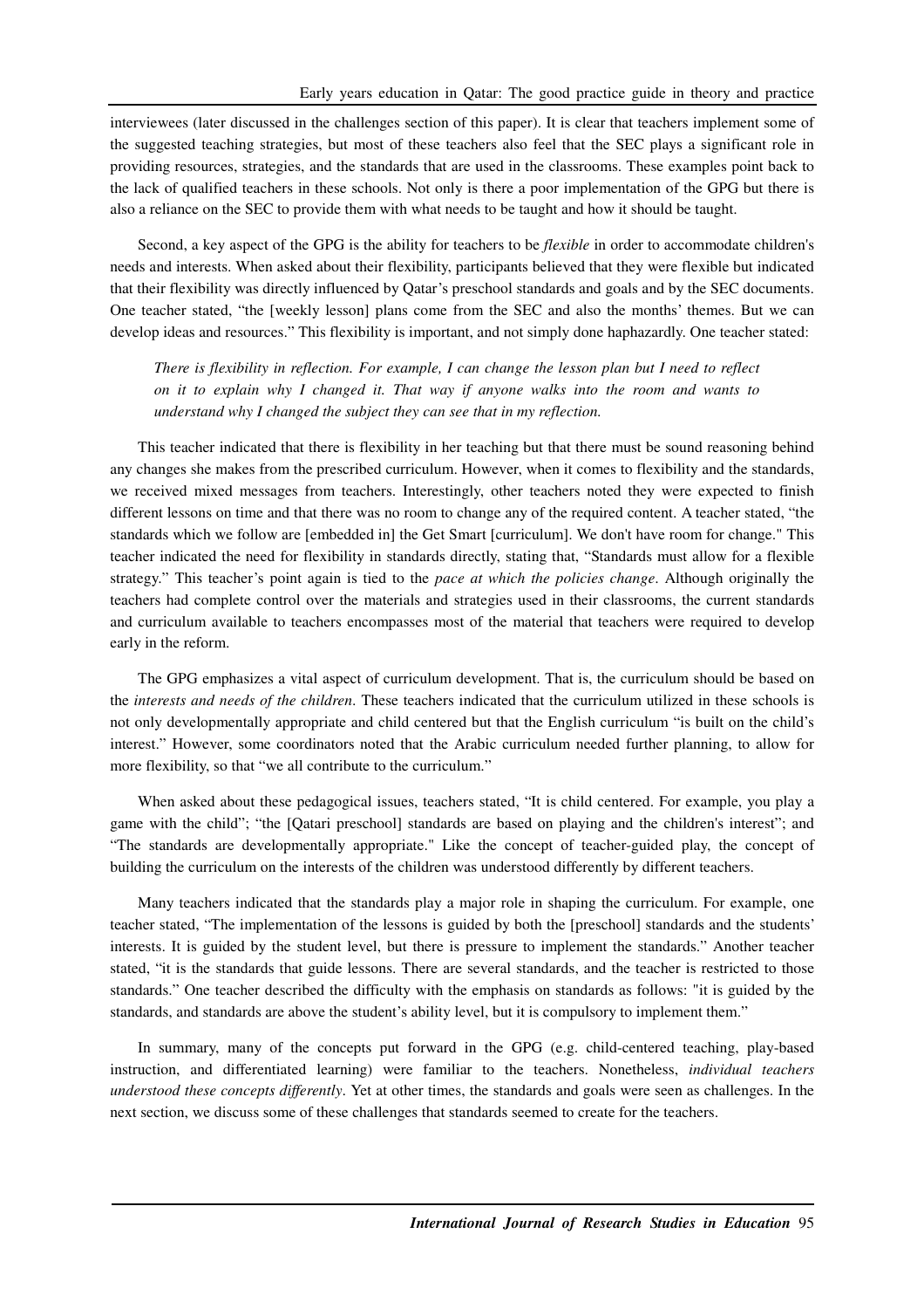interviewees (later discussed in the challenges section of this paper). It is clear that teachers implement some of the suggested teaching strategies, but most of these teachers also feel that the SEC plays a significant role in providing resources, strategies, and the standards that are used in the classrooms. These examples point back to the lack of qualified teachers in these schools. Not only is there a poor implementation of the GPG but there is also a reliance on the SEC to provide them with what needs to be taught and how it should be taught.

Second, a key aspect of the GPG is the ability for teachers to be *flexible* in order to accommodate children's needs and interests. When asked about their flexibility, participants believed that they were flexible but indicated that their flexibility was directly influenced by Qatar's preschool standards and goals and by the SEC documents. One teacher stated, "the [weekly lesson] plans come from the SEC and also the months' themes. But we can develop ideas and resources." This flexibility is important, and not simply done haphazardly. One teacher stated:

> *There is flexibility in reflection. For example, I can change the lesson plan but I need to reflect on it to explain why I changed it. That way if anyone walks into the room and wants to understand why I changed the subject they can see that in my reflection.*

This teacher indicated that there is flexibility in her teaching but that there must be sound reasoning behind any changes she makes from the prescribed curriculum. However, when it comes to flexibility and the standards, we received mixed messages from teachers. Interestingly, other teachers noted they were expected to finish different lessons on time and that there was no room to change any of the required content. A teacher stated, "the standards which we follow are [embedded in] the Get Smart [curriculum]. We don't have room for change." This teacher indicated the need for flexibility in standards directly, stating that, "Standards must allow for a flexible strategy." This teacher's point again is tied to the *pace at which the policies change*. Although originally the teachers had complete control over the materials and strategies used in their classrooms, the current standards and curriculum available to teachers encompasses most of the material that teachers were required to develop early in the reform.

The GPG emphasizes a vital aspect of curriculum development. That is, the curriculum should be based on the *interests and needs of the children*. These teachers indicated that the curriculum utilized in these schools is not only developmentally appropriate and child centered but that the English curriculum "is built on the child's interest." However, some coordinators noted that the Arabic curriculum needed further planning, to allow for more flexibility, so that "we all contribute to the curriculum."

When asked about these pedagogical issues, teachers stated, "It is child centered. For example, you play a game with the child"; "the [Qatari preschool] standards are based on playing and the children's interest"; and "The standards are developmentally appropriate." Like the concept of teacher-guided play, the concept of building the curriculum on the interests of the children was understood differently by different teachers.

Many teachers indicated that the standards play a major role in shaping the curriculum. For example, one teacher stated, "The implementation of the lessons is guided by both the [preschool] standards and the students' interests. It is guided by the student level, but there is pressure to implement the standards." Another teacher stated, "it is the standards that guide lessons. There are several standards, and the teacher is restricted to those standards." One teacher described the difficulty with the emphasis on standards as follows: "it is guided by the standards, and standards are above the student's ability level, but it is compulsory to implement them."

In summary, many of the concepts put forward in the GPG (e.g. child-centered teaching, play-based instruction, and differentiated learning) were familiar to the teachers. Nonetheless, *individual teachers understood these concepts differently*. Yet at other times, the standards and goals were seen as challenges. In the next section, we discuss some of these challenges that standards seemed to create for the teachers.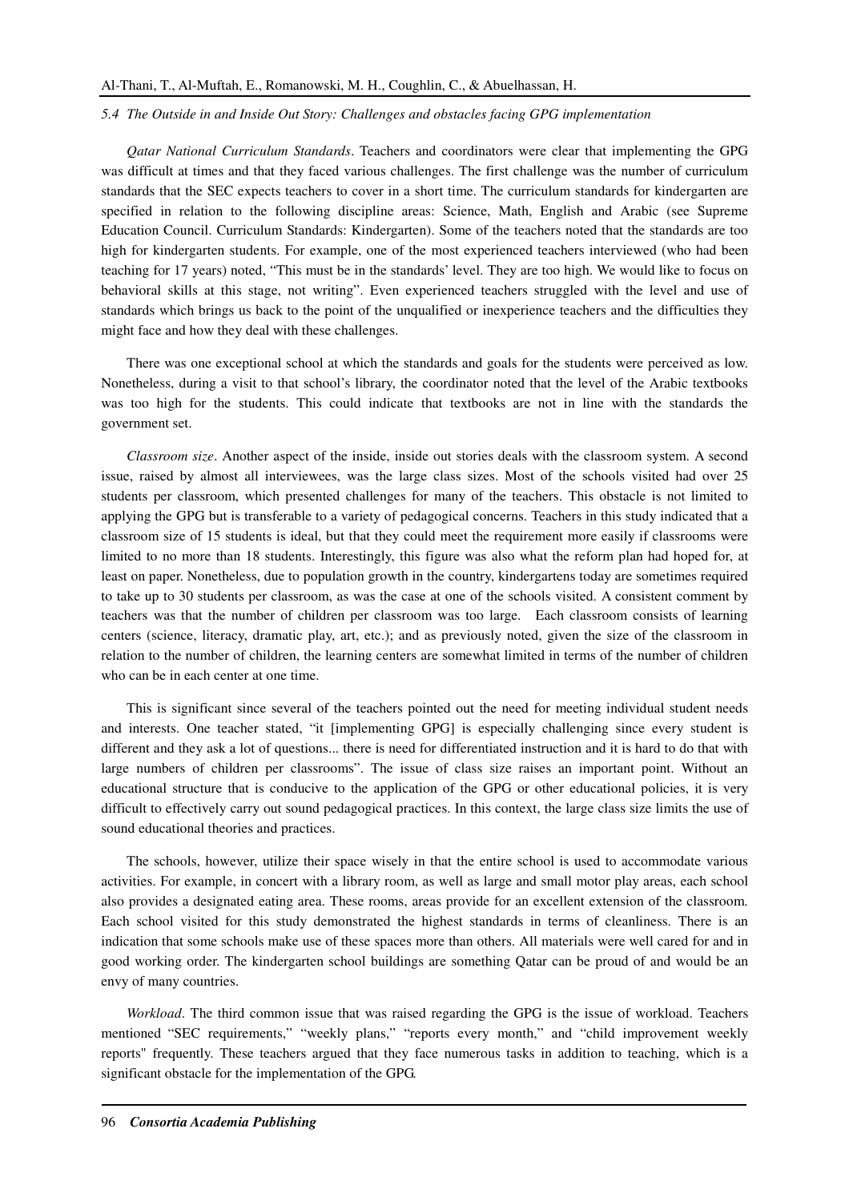*5.4 The Outside in and Inside Out Story: Challenges and obstacles facing GPG implementation*

*Qatar National Curriculum Standards*. Teachers and coordinators were clear that implementing the GPG was difficult at times and that they faced various challenges. The first challenge was the number of curriculum standards that the SEC expects teachers to cover in a short time. The curriculum standards for kindergarten are specified in relation to the following discipline areas: Science, Math, English and Arabic (see Supreme Education Council. Curriculum Standards: Kindergarten). Some of the teachers noted that the standards are too high for kindergarten students. For example, one of the most experienced teachers interviewed (who had been teaching for 17 years) noted, "This must be in the standards' level. They are too high. We would like to focus on behavioral skills at this stage, not writing". Even experienced teachers struggled with the level and use of standards which brings us back to the point of the unqualified or inexperience teachers and the difficulties they might face and how they deal with these challenges.

There was one exceptional school at which the standards and goals for the students were perceived as low. Nonetheless, during a visit to that school's library, the coordinator noted that the level of the Arabic textbooks was too high for the students. This could indicate that textbooks are not in line with the standards the government set.

*Classroom size*. Another aspect of the inside, inside out stories deals with the classroom system. A second issue, raised by almost all interviewees, was the large class sizes. Most of the schools visited had over 25 students per classroom, which presented challenges for many of the teachers. This obstacle is not limited to applying the GPG but is transferable to a variety of pedagogical concerns. Teachers in this study indicated that a classroom size of 15 students is ideal, but that they could meet the requirement more easily if classrooms were limited to no more than 18 students. Interestingly, this figure was also what the reform plan had hoped for, at least on paper. Nonetheless, due to population growth in the country, kindergartens today are sometimes required to take up to 30 students per classroom, as was the case at one of the schools visited. A consistent comment by teachers was that the number of children per classroom was too large. Each classroom consists of learning centers (science, literacy, dramatic play, art, etc.); and as previously noted, given the size of the classroom in relation to the number of children, the learning centers are somewhat limited in terms of the number of children who can be in each center at one time.

This is significant since several of the teachers pointed out the need for meeting individual student needs and interests. One teacher stated, "it [implementing GPG] is especially challenging since every student is different and they ask a lot of questions... there is need for differentiated instruction and it is hard to do that with large numbers of children per classrooms". The issue of class size raises an important point. Without an educational structure that is conducive to the application of the GPG or other educational policies, it is very difficult to effectively carry out sound pedagogical practices. In this context, the large class size limits the use of sound educational theories and practices.

The schools, however, utilize their space wisely in that the entire school is used to accommodate various activities. For example, in concert with a library room, as well as large and small motor play areas, each school also provides a designated eating area. These rooms, areas provide for an excellent extension of the classroom. Each school visited for this study demonstrated the highest standards in terms of cleanliness. There is an indication that some schools make use of these spaces more than others. All materials were well cared for and in good working order. The kindergarten school buildings are something Qatar can be proud of and would be an envy of many countries.

*Workload*. The third common issue that was raised regarding the GPG is the issue of workload. Teachers mentioned "SEC requirements," "weekly plans," "reports every month," and "child improvement weekly reports" frequently. These teachers argued that they face numerous tasks in addition to teaching, which is a significant obstacle for the implementation of the GPG.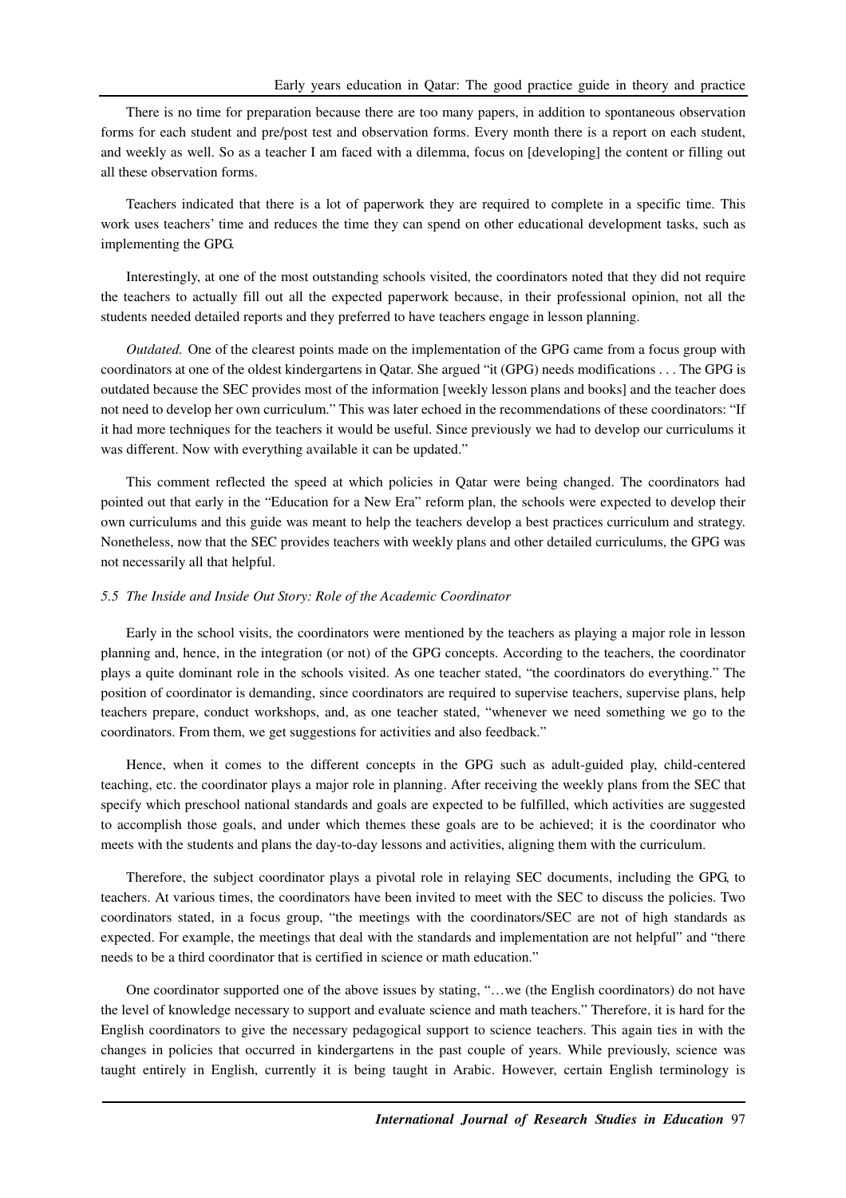There is no time for preparation because there are too many papers, in addition to spontaneous observation forms for each student and pre/post test and observation forms. Every month there is a report on each student, and weekly as well. So as a teacher I am faced with a dilemma, focus on [developing] the content or filling out all these observation forms.

Teachers indicated that there is a lot of paperwork they are required to complete in a specific time. This work uses teachers' time and reduces the time they can spend on other educational development tasks, such as implementing the GPG.

Interestingly, at one of the most outstanding schools visited, the coordinators noted that they did not require the teachers to actually fill out all the expected paperwork because, in their professional opinion, not all the students needed detailed reports and they preferred to have teachers engage in lesson planning.

*Outdated.* One of the clearest points made on the implementation of the GPG came from a focus group with coordinators at one of the oldest kindergartens in Qatar. She argued "it (GPG) needs modifications . . . The GPG is outdated because the SEC provides most of the information [weekly lesson plans and books] and the teacher does not need to develop her own curriculum." This was later echoed in the recommendations of these coordinators: "If it had more techniques for the teachers it would be useful. Since previously we had to develop our curriculums it was different. Now with everything available it can be updated."

This comment reflected the speed at which policies in Qatar were being changed. The coordinators had pointed out that early in the "Education for a New Era" reform plan, the schools were expected to develop their own curriculums and this guide was meant to help the teachers develop a best practices curriculum and strategy. Nonetheless, now that the SEC provides teachers with weekly plans and other detailed curriculums, the GPG was not necessarily all that helpful.

### *5.5 The Inside and Inside Out Story: Role of the Academic Coordinator*

Early in the school visits, the coordinators were mentioned by the teachers as playing a major role in lesson planning and, hence, in the integration (or not) of the GPG concepts. According to the teachers, the coordinator plays a quite dominant role in the schools visited. As one teacher stated, "the coordinators do everything." The position of coordinator is demanding, since coordinators are required to supervise teachers, supervise plans, help teachers prepare, conduct workshops, and, as one teacher stated, "whenever we need something we go to the coordinators. From them, we get suggestions for activities and also feedback."

Hence, when it comes to the different concepts in the GPG such as adult-guided play, child-centered teaching, etc. the coordinator plays a major role in planning. After receiving the weekly plans from the SEC that specify which preschool national standards and goals are expected to be fulfilled, which activities are suggested to accomplish those goals, and under which themes these goals are to be achieved; it is the coordinator who meets with the students and plans the day-to-day lessons and activities, aligning them with the curriculum.

Therefore, the subject coordinator plays a pivotal role in relaying SEC documents, including the GPG, to teachers. At various times, the coordinators have been invited to meet with the SEC to discuss the policies. Two coordinators stated, in a focus group, "the meetings with the coordinators/SEC are not of high standards as expected. For example, the meetings that deal with the standards and implementation are not helpful" and "there needs to be a third coordinator that is certified in science or math education."

One coordinator supported one of the above issues by stating, "…we (the English coordinators) do not have the level of knowledge necessary to support and evaluate science and math teachers." Therefore, it is hard for the English coordinators to give the necessary pedagogical support to science teachers. This again ties in with the changes in policies that occurred in kindergartens in the past couple of years. While previously, science was taught entirely in English, currently it is being taught in Arabic. However, certain English terminology is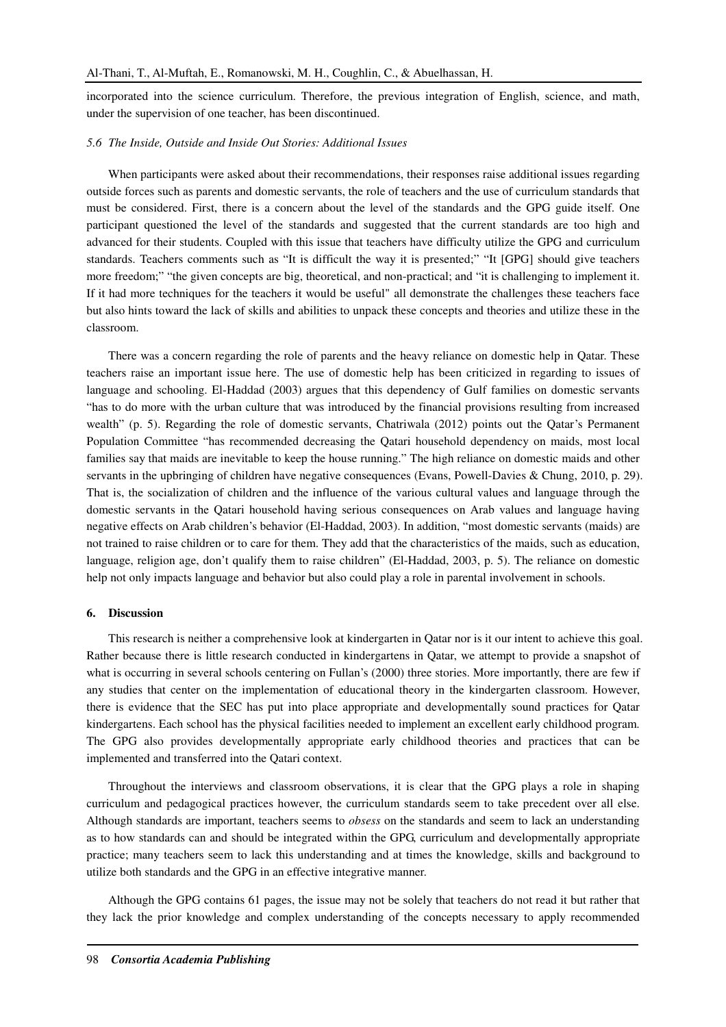incorporated into the science curriculum. Therefore, the previous integration of English, science, and math, under the supervision of one teacher, has been discontinued.

### *5.6 The Inside, Outside and Inside Out Stories: Additional Issues*

When participants were asked about their recommendations, their responses raise additional issues regarding outside forces such as parents and domestic servants, the role of teachers and the use of curriculum standards that must be considered. First, there is a concern about the level of the standards and the GPG guide itself. One participant questioned the level of the standards and suggested that the current standards are too high and advanced for their students. Coupled with this issue that teachers have difficulty utilize the GPG and curriculum standards. Teachers comments such as "It is difficult the way it is presented;" "It [GPG] should give teachers more freedom;" "the given concepts are big, theoretical, and non-practical; and "it is challenging to implement it. If it had more techniques for the teachers it would be useful" all demonstrate the challenges these teachers face but also hints toward the lack of skills and abilities to unpack these concepts and theories and utilize these in the classroom.

There was a concern regarding the role of parents and the heavy reliance on domestic help in Qatar. These teachers raise an important issue here. The use of domestic help has been criticized in regarding to issues of language and schooling. El-Haddad (2003) argues that this dependency of Gulf families on domestic servants "has to do more with the urban culture that was introduced by the financial provisions resulting from increased wealth" (p. 5). Regarding the role of domestic servants, Chatriwala (2012) points out the Qatar's Permanent Population Committee "has recommended decreasing the Qatari household dependency on maids, most local families say that maids are inevitable to keep the house running." The high reliance on domestic maids and other servants in the upbringing of children have negative consequences (Evans, Powell-Davies & Chung, 2010, p. 29). That is, the socialization of children and the influence of the various cultural values and language through the domestic servants in the Qatari household having serious consequences on Arab values and language having negative effects on Arab children's behavior (El-Haddad, 2003). In addition, "most domestic servants (maids) are not trained to raise children or to care for them. They add that the characteristics of the maids, such as education, language, religion age, don't qualify them to raise children" (El-Haddad, 2003, p. 5). The reliance on domestic help not only impacts language and behavior but also could play a role in parental involvement in schools.

## 6. Discussion

This research is neither a comprehensive look at kindergarten in Qatar nor is it our intent to achieve this goal. Rather because there is little research conducted in kindergartens in Qatar, we attempt to provide a snapshot of what is occurring in several schools centering on Fullan's (2000) three stories. More importantly, there are few if any studies that center on the implementation of educational theory in the kindergarten classroom. However, there is evidence that the SEC has put into place appropriate and developmentally sound practices for Qatar kindergartens. Each school has the physical facilities needed to implement an excellent early childhood program. The GPG also provides developmentally appropriate early childhood theories and practices that can be implemented and transferred into the Qatari context.

Throughout the interviews and classroom observations, it is clear that the GPG plays a role in shaping curriculum and pedagogical practices however, the curriculum standards seem to take precedent over all else. Although standards are important, teachers seems to *obsess* on the standards and seem to lack an understanding as to how standards can and should be integrated within the GPG, curriculum and developmentally appropriate practice; many teachers seem to lack this understanding and at times the knowledge, skills and background to utilize both standards and the GPG in an effective integrative manner.

Although the GPG contains 61 pages, the issue may not be solely that teachers do not read it but rather that they lack the prior knowledge and complex understanding of the concepts necessary to apply recommended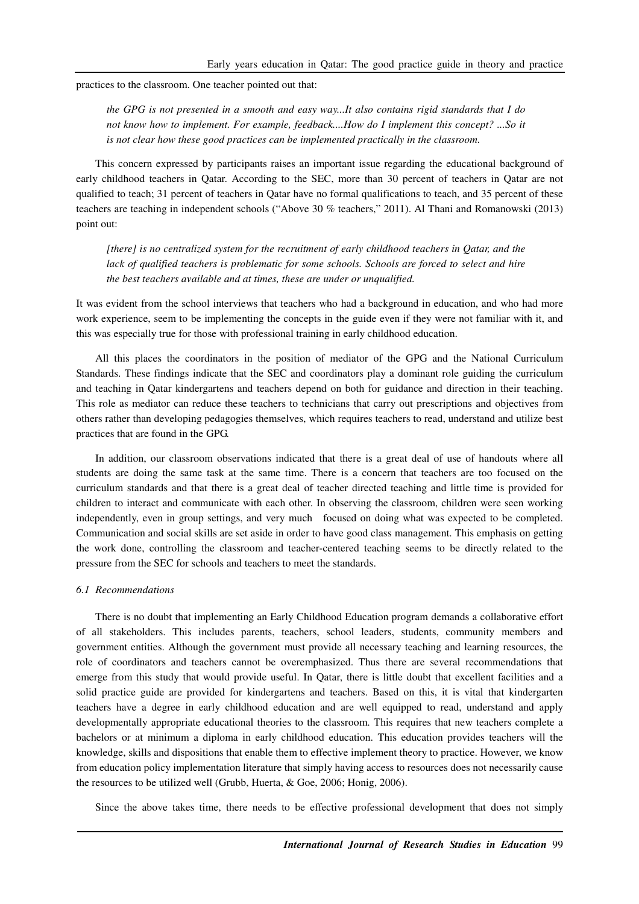practices to the classroom. One teacher pointed out that:

> *the GPG is not presented in a smooth and easy way...It also contains rigid standards that I do not know how to implement. For example, feedback....How do I implement this concept? ...So it is not clear how these good practices can be implemented practically in the classroom.*

This concern expressed by participants raises an important issue regarding the educational background of early childhood teachers in Qatar. According to the SEC, more than 30 percent of teachers in Qatar are not qualified to teach; 31 percent of teachers in Qatar have no formal qualifications to teach, and 35 percent of these teachers are teaching in independent schools ("Above 30 % teachers," 2011). Al Thani and Romanowski (2013) point out:

> *[there] is no centralized system for the recruitment of early childhood teachers in Qatar, and the lack of qualified teachers is problematic for some schools. Schools are forced to select and hire the best teachers available and at times, these are under or unqualified.*

It was evident from the school interviews that teachers who had a background in education, and who had more work experience, seem to be implementing the concepts in the guide even if they were not familiar with it, and this was especially true for those with professional training in early childhood education.

All this places the coordinators in the position of mediator of the GPG and the National Curriculum Standards. These findings indicate that the SEC and coordinators play a dominant role guiding the curriculum and teaching in Qatar kindergartens and teachers depend on both for guidance and direction in their teaching. This role as mediator can reduce these teachers to technicians that carry out prescriptions and objectives from others rather than developing pedagogies themselves, which requires teachers to read, understand and utilize best practices that are found in the GPG.

In addition, our classroom observations indicated that there is a great deal of use of handouts where all students are doing the same task at the same time. There is a concern that teachers are too focused on the curriculum standards and that there is a great deal of teacher directed teaching and little time is provided for children to interact and communicate with each other. In observing the classroom, children were seen working independently, even in group settings, and very much focused on doing what was expected to be completed. Communication and social skills are set aside in order to have good class management. This emphasis on getting the work done, controlling the classroom and teacher-centered teaching seems to be directly related to the pressure from the SEC for schools and teachers to meet the standards.

### *6.1 Recommendations*

There is no doubt that implementing an Early Childhood Education program demands a collaborative effort of all stakeholders. This includes parents, teachers, school leaders, students, community members and government entities. Although the government must provide all necessary teaching and learning resources, the role of coordinators and teachers cannot be overemphasized. Thus there are several recommendations that emerge from this study that would provide useful. In Qatar, there is little doubt that excellent facilities and a solid practice guide are provided for kindergartens and teachers. Based on this, it is vital that kindergarten teachers have a degree in early childhood education and are well equipped to read, understand and apply developmentally appropriate educational theories to the classroom. This requires that new teachers complete a bachelors or at minimum a diploma in early childhood education. This education provides teachers will the knowledge, skills and dispositions that enable them to effective implement theory to practice. However, we know from education policy implementation literature that simply having access to resources does not necessarily cause the resources to be utilized well (Grubb, Huerta, & Goe, 2006; Honig, 2006).

Since the above takes time, there needs to be effective professional development that does not simply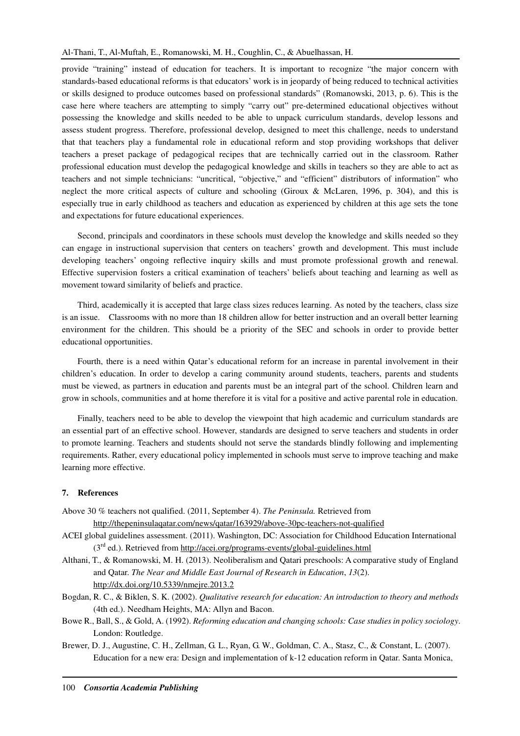provide "training" instead of education for teachers. It is important to recognize "the major concern with standards-based educational reforms is that educators' work is in jeopardy of being reduced to technical activities or skills designed to produce outcomes based on professional standards" (Romanowski, 2013, p. 6). This is the case here where teachers are attempting to simply "carry out" pre-determined educational objectives without possessing the knowledge and skills needed to be able to unpack curriculum standards, develop lessons and assess student progress. Therefore, professional develop, designed to meet this challenge, needs to understand that that teachers play a fundamental role in educational reform and stop providing workshops that deliver teachers a preset package of pedagogical recipes that are technically carried out in the classroom. Rather professional education must develop the pedagogical knowledge and skills in teachers so they are able to act as teachers and not simple technicians: "uncritical, "objective," and "efficient" distributors of information" who neglect the more critical aspects of culture and schooling (Giroux & McLaren, 1996, p. 304), and this is especially true in early childhood as teachers and education as experienced by children at this age sets the tone and expectations for future educational experiences.

Second, principals and coordinators in these schools must develop the knowledge and skills needed so they can engage in instructional supervision that centers on teachers' growth and development. This must include developing teachers' ongoing reflective inquiry skills and must promote professional growth and renewal. Effective supervision fosters a critical examination of teachers' beliefs about teaching and learning as well as movement toward similarity of beliefs and practice.

Third, academically it is accepted that large class sizes reduces learning. As noted by the teachers, class size is an issue. Classrooms with no more than 18 children allow for better instruction and an overall better learning environment for the children. This should be a priority of the SEC and schools in order to provide better educational opportunities.

Fourth, there is a need within Qatar's educational reform for an increase in parental involvement in their children's education. In order to develop a caring community around students, teachers, parents and students must be viewed, as partners in education and parents must be an integral part of the school. Children learn and grow in schools, communities and at home therefore it is vital for a positive and active parental role in education.

Finally, teachers need to be able to develop the viewpoint that high academic and curriculum standards are an essential part of an effective school. However, standards are designed to serve teachers and students in order to promote learning. Teachers and students should not serve the standards blindly following and implementing requirements. Rather, every educational policy implemented in schools must serve to improve teaching and make learning more effective.

## 7. References

Above 30 % teachers not qualified. (2011, September 4). *The Peninsula.* Retrieved from http://thepeninsulaqatar.com/news/qatar/163929/above-30pc-teachers-not-qualified

ACEI global guidelines assessment. (2011). Washington, DC: Association for Childhood Education International (3rd ed.). Retrieved from http://acei.org/programs-events/global-guidelines.html

Althani, T., & Romanowski, M. H. (2013). Neoliberalism and Qatari preschools: A comparative study of England and Qatar. *The Near and Middle East Journal of Research in Education*, *13*(2). http://dx.doi.org/10.5339/nmejre.2013.2

Bogdan, R. C., & Biklen, S. K. (2002). *Qualitative research for education: An introduction to theory and methods* (4th ed.). Needham Heights, MA: Allyn and Bacon.

Bowe R., Ball, S., & Gold, A. (1992). *Reforming education and changing schools: Case studies in policy sociology*. London: Routledge.

Brewer, D. J., Augustine, C. H., Zellman, G. L., Ryan, G. W., Goldman, C. A., Stasz, C., & Constant, L. (2007). Education for a new era: Design and implementation of k-12 education reform in Qatar. Santa Monica,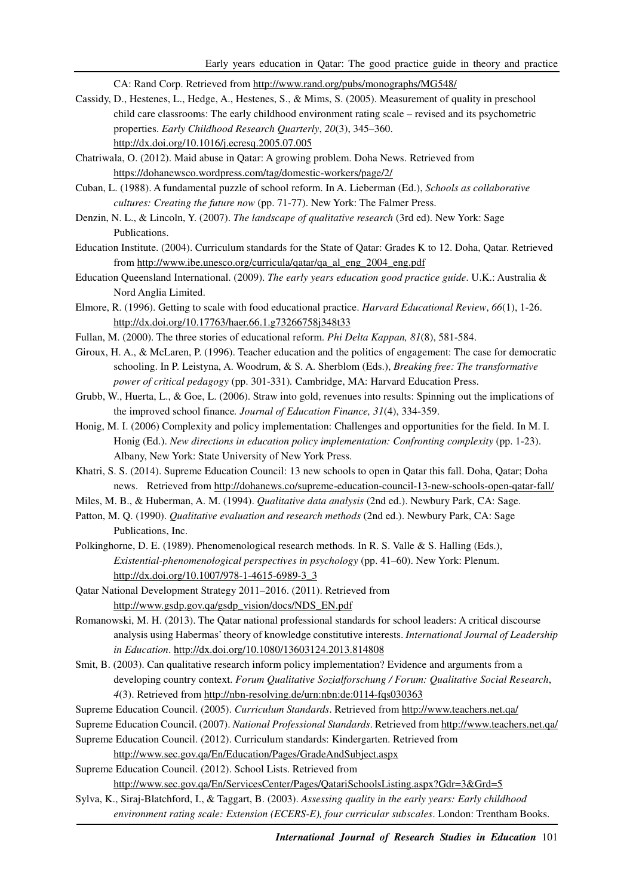CA: Rand Corp. Retrieved from http://www.rand.org/pubs/monographs/MG548/

Cassidy, D., Hestenes, L., Hedge, A., Hestenes, S., & Mims, S. (2005). Measurement of quality in preschool child care classrooms: The early childhood environment rating scale – revised and its psychometric properties. *Early Childhood Research Quarterly*, *20*(3), 345–360. http://dx.doi.org/10.1016/j.ecresq.2005.07.005

Chatriwala, O. (2012). Maid abuse in Qatar: A growing problem. Doha News. Retrieved from https://dohanewsco.wordpress.com/tag/domestic-workers/page/2/

Cuban, L. (1988). A fundamental puzzle of school reform. In A. Lieberman (Ed.), *Schools as collaborative cultures: Creating the future now* (pp. 71-77). New York: The Falmer Press.

Denzin, N. L., & Lincoln, Y. (2007). *The landscape of qualitative research* (3rd ed). New York: Sage Publications.

Education Institute. (2004). Curriculum standards for the State of Qatar: Grades K to 12. Doha, Qatar. Retrieved from http://www.ibe.unesco.org/curricula/qatar/qa_al_eng_2004_eng.pdf

Education Queensland International. (2009). *The early years education good practice guide*. U.K.: Australia & Nord Anglia Limited.

Elmore, R. (1996). Getting to scale with food educational practice. *Harvard Educational Review*, *66*(1), 1-26. http://dx.doi.org/10.17763/haer.66.1.g73266758j348t33

Fullan, M. (2000). The three stories of educational reform. *Phi Delta Kappan, 81*(8), 581-584.

Giroux, H. A., & McLaren, P. (1996). Teacher education and the politics of engagement: The case for democratic schooling. In P. Leistyna, A. Woodrum, & S. A. Sherblom (Eds.), *Breaking free: The transformative power of critical pedagogy* (pp. 301-331). Cambridge, MA: Harvard Education Press.

Grubb, W., Huerta, L., & Goe, L. (2006). Straw into gold, revenues into results: Spinning out the implications of the improved school finance*. Journal of Education Finance, 31*(4), 334-359.

Honig, M. I. (2006) Complexity and policy implementation: Challenges and opportunities for the field. In M. I. Honig (Ed.). *New directions in education policy implementation: Confronting complexity* (pp. 1-23). Albany, New York: State University of New York Press.

Khatri, S. S. (2014). Supreme Education Council: 13 new schools to open in Qatar this fall. Doha, Qatar; Doha news. Retrieved from http://dohanews.co/supreme-education-council-13-new-schools-open-qatar-fall/

Miles, M. B., & Huberman, A. M. (1994). *Qualitative data analysis* (2nd ed.). Newbury Park, CA: Sage.

Patton, M. Q. (1990). *Qualitative evaluation and research methods* (2nd ed.). Newbury Park, CA: Sage Publications, Inc.

Polkinghorne, D. E. (1989). Phenomenological research methods. In R. S. Valle & S. Halling (Eds.), *Existential-phenomenological perspectives in psychology* (pp. 41–60). New York: Plenum. http://dx.doi.org/10.1007/978-1-4615-6989-3_3

Qatar National Development Strategy 2011–2016. (2011). Retrieved from http://www.gsdp.gov.qa/gsdp_vision/docs/NDS_EN.pdf

Romanowski, M. H. (2013). The Qatar national professional standards for school leaders: A critical discourse analysis using Habermas' theory of knowledge constitutive interests. *International Journal of Leadership in Education*. http://dx.doi.org/10.1080/13603124.2013.814808

Smit, B. (2003). Can qualitative research inform policy implementation? Evidence and arguments from a developing country context. *Forum Qualitative Sozialforschung / Forum: Qualitative Social Research*, *4*(3). Retrieved from http://nbn-resolving.de/urn:nbn:de:0114-fqs030363

Supreme Education Council. (2005). *Curriculum Standards*. Retrieved from http://www.teachers.net.qa/

Supreme Education Council. (2007). *National Professional Standards*. Retrieved from http://www.teachers.net.qa/

Supreme Education Council. (2012). Curriculum standards: Kindergarten. Retrieved from http://www.sec.gov.qa/En/Education/Pages/GradeAndSubject.aspx

Supreme Education Council. (2012). School Lists. Retrieved from http://www.sec.gov.qa/En/ServicesCenter/Pages/QatariSchoolsListing.aspx?Gdr=3&Grd=5

Sylva, K., Siraj-Blatchford, I., & Taggart, B. (2003). *Assessing quality in the early years: Early childhood environment rating scale: Extension (ECERS-E), four curricular subscales*. London: Trentham Books.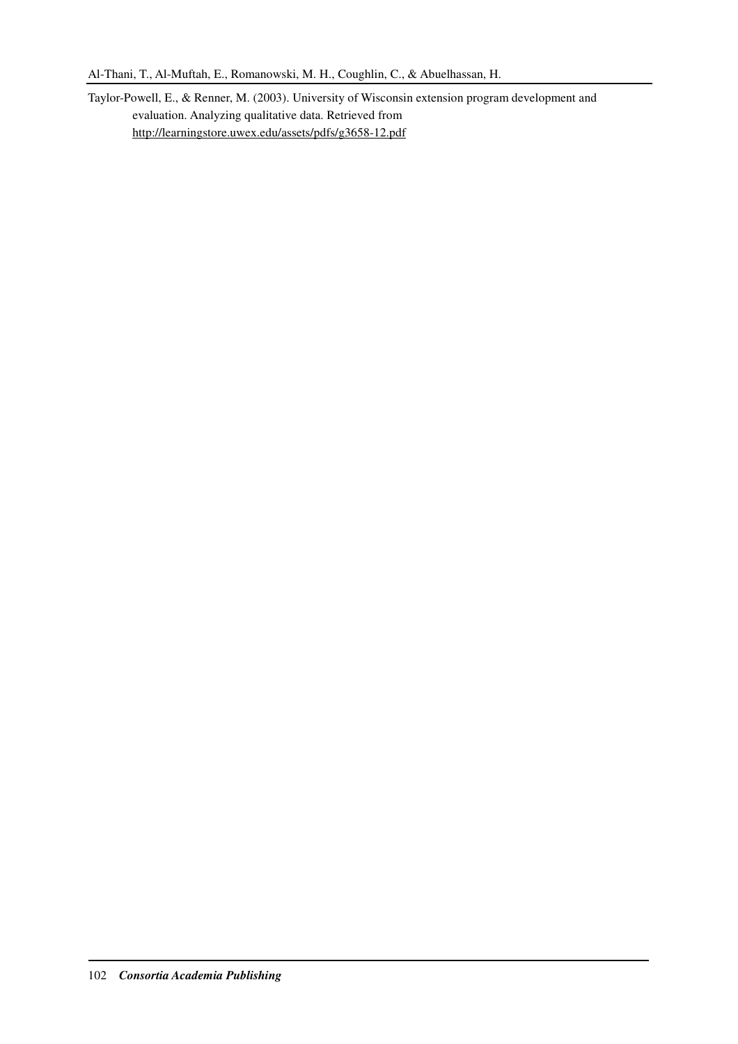Taylor-Powell, E., & Renner, M. (2003). University of Wisconsin extension program development and evaluation. Analyzing qualitative data. Retrieved from http://learningstore.uwex.edu/assets/pdfs/g3658-12.pdf